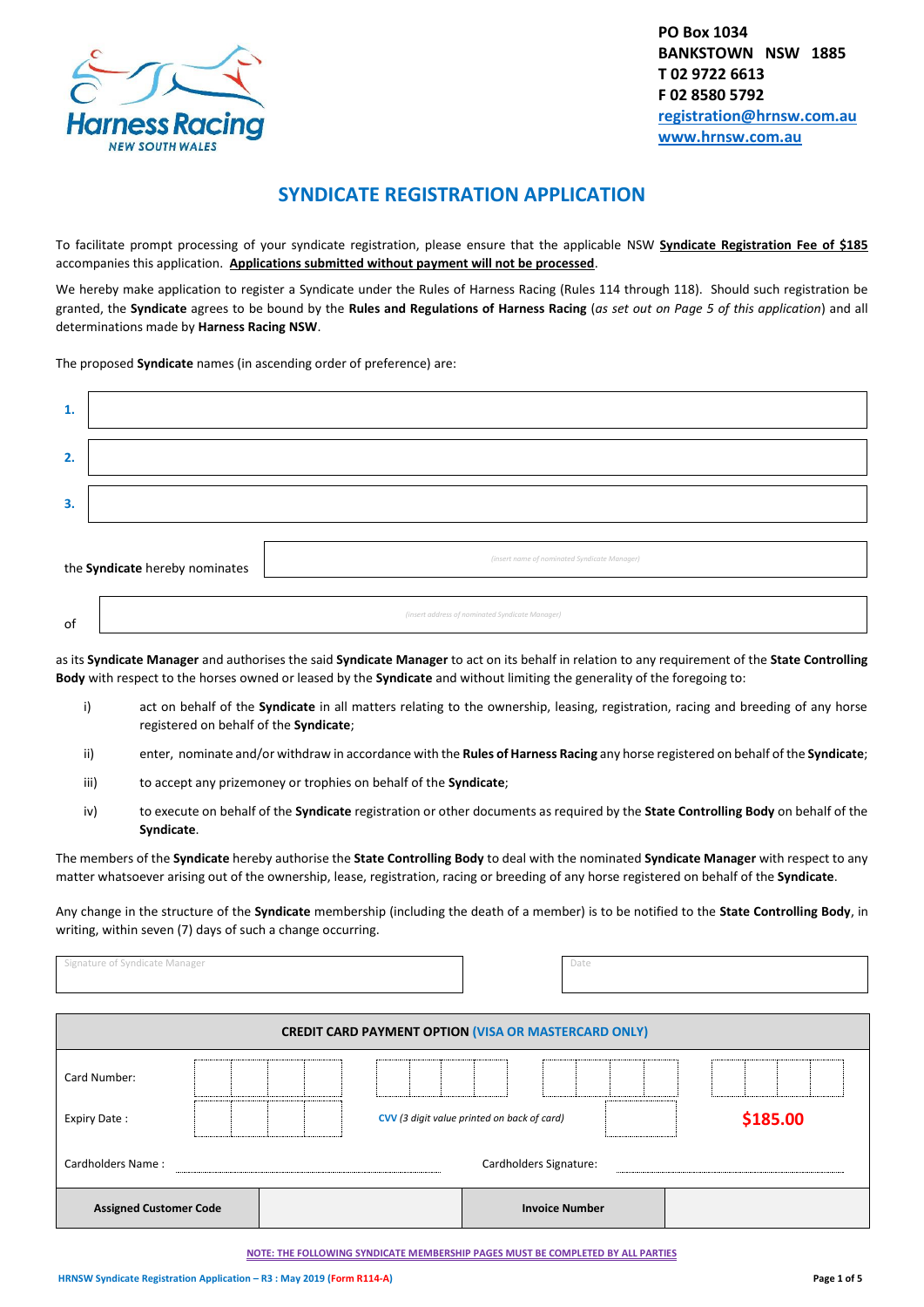PO Box 1034
BANKSTOWN NSW 1885
T 02 9722 6613
F 02 8580 5792
registration@hrnsw.com.au
www.hrnsw.com.au

# SYNDICATE REGISTRATION APPLICATION

To facilitate prompt processing of your syndicate registration, please ensure that the applicable NSW **Syndicate Registration Fee of $185** accompanies this application. **Applications submitted without payment will not be processed**.

We hereby make application to register a Syndicate under the Rules of Harness Racing (Rules 114 through 118). Should such registration be granted, the **Syndicate** agrees to be bound by the **Rules and Regulations of Harness Racing** (*as set out on Page 5 of this application*) and all determinations made by **Harness Racing NSW**.

The proposed **Syndicate** names (in ascending order of preference) are:

1. ______________________________

2. ______________________________

3. ______________________________

the **Syndicate** hereby nominates ______________________________ *(insert name of nominated Syndicate Manager)*

of ______________________________ *(insert address of nominated Syndicate Manager)*

as its **Syndicate Manager** and authorises the said **Syndicate Manager** to act on its behalf in relation to any requirement of the **State Controlling Body** with respect to the horses owned or leased by the **Syndicate** and without limiting the generality of the foregoing to:

i) act on behalf of the **Syndicate** in all matters relating to the ownership, leasing, registration, racing and breeding of any horse registered on behalf of the **Syndicate**;

ii) enter, nominate and/or withdraw in accordance with the **Rules of Harness Racing** any horse registered on behalf of the **Syndicate**;

iii) to accept any prizemoney or trophies on behalf of the **Syndicate**;

iv) to execute on behalf of the **Syndicate** registration or other documents as required by the **State Controlling Body** on behalf of the **Syndicate**.

The members of the **Syndicate** hereby authorise the **State Controlling Body** to deal with the nominated **Syndicate Manager** with respect to any matter whatsoever arising out of the ownership, lease, registration, racing or breeding of any horse registered on behalf of the **Syndicate**.

Any change in the structure of the **Syndicate** membership (including the death of a member) is to be notified to the **State Controlling Body**, in writing, within seven (7) days of such a change occurring.

Signature of Syndicate Manager ______________________________ Date ______________

| **CREDIT CARD PAYMENT OPTION (VISA OR MASTERCARD ONLY)** | | | |
|---|---|---|---|
| Card Number: | | | |
| Expiry Date : | | CVV *(3 digit value printed on back of card)* | **$185.00** |
| Cardholders Name : | | Cardholders Signature: | |
| **Assigned Customer Code** | | **Invoice Number** | |

**NOTE: THE FOLLOWING SYNDICATE MEMBERSHIP PAGES MUST BE COMPLETED BY ALL PARTIES**

HRNSW Syndicate Registration Application – R3 : May 2019 (Form R114-A)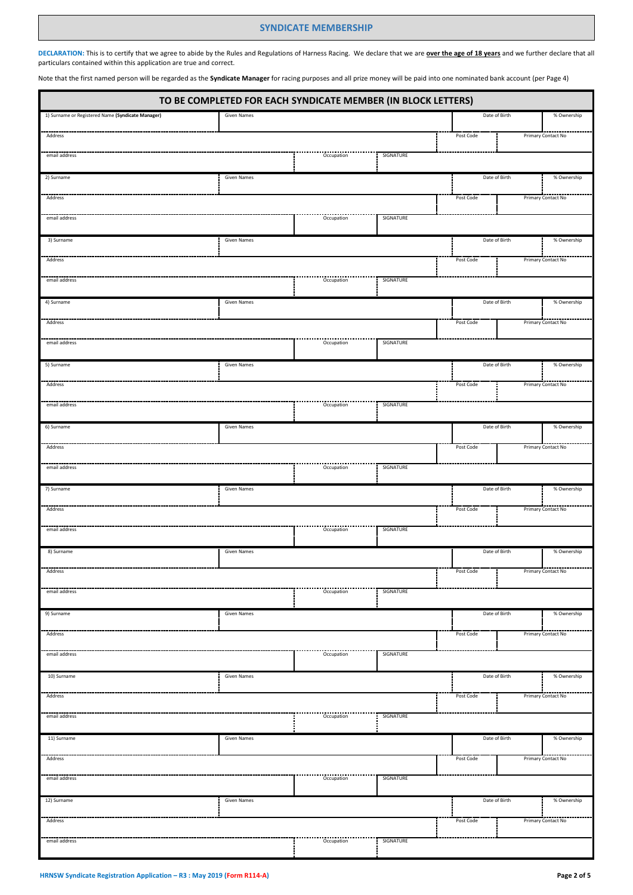# SYNDICATE MEMBERSHIP

**DECLARATION:** This is to certify that we agree to abide by the Rules and Regulations of Harness Racing. We declare that we are **over the age of 18 years** and we further declare that all particulars contained within this application are true and correct.

Note that the first named person will be regarded as the **Syndicate Manager** for racing purposes and all prize money will be paid into one nominated bank account (per Page 4)

## TO BE COMPLETED FOR EACH SYNDICATE MEMBER (IN BLOCK LETTERS)

| 1) Surname or Registered Name **(Syndicate Manager)** | Given Names | | Date of Birth | % Ownership |
|---|---|---|---|---|
| Address | | | Post Code | Primary Contact No |
| email address | Occupation | SIGNATURE | | |
| 2) Surname | Given Names | | Date of Birth | % Ownership |
| Address | | | Post Code | Primary Contact No |
| email address | Occupation | SIGNATURE | | |
| 3) Surname | Given Names | | Date of Birth | % Ownership |
| Address | | | Post Code | Primary Contact No |
| email address | Occupation | SIGNATURE | | |
| 4) Surname | Given Names | | Date of Birth | % Ownership |
| Address | | | Post Code | Primary Contact No |
| email address | Occupation | SIGNATURE | | |
| 5) Surname | Given Names | | Date of Birth | % Ownership |
| Address | | | Post Code | Primary Contact No |
| email address | Occupation | SIGNATURE | | |
| 6) Surname | Given Names | | Date of Birth | % Ownership |
| Address | | | Post Code | Primary Contact No |
| email address | Occupation | SIGNATURE | | |
| 7) Surname | Given Names | | Date of Birth | % Ownership |
| Address | | | Post Code | Primary Contact No |
| email address | Occupation | SIGNATURE | | |
| 8) Surname | Given Names | | Date of Birth | % Ownership |
| Address | | | Post Code | Primary Contact No |
| email address | Occupation | SIGNATURE | | |
| 9) Surname | Given Names | | Date of Birth | % Ownership |
| Address | | | Post Code | Primary Contact No |
| email address | Occupation | SIGNATURE | | |
| 10) Surname | Given Names | | Date of Birth | % Ownership |
| Address | | | Post Code | Primary Contact No |
| email address | Occupation | SIGNATURE | | |
| 11) Surname | Given Names | | Date of Birth | % Ownership |
| Address | | | Post Code | Primary Contact No |
| email address | Occupation | SIGNATURE | | |
| 12) Surname | Given Names | | Date of Birth | % Ownership |
| Address | | | Post Code | Primary Contact No |
| email address | Occupation | SIGNATURE | | |

HRNSW Syndicate Registration Application – R3 : May 2019 (Form R114-A)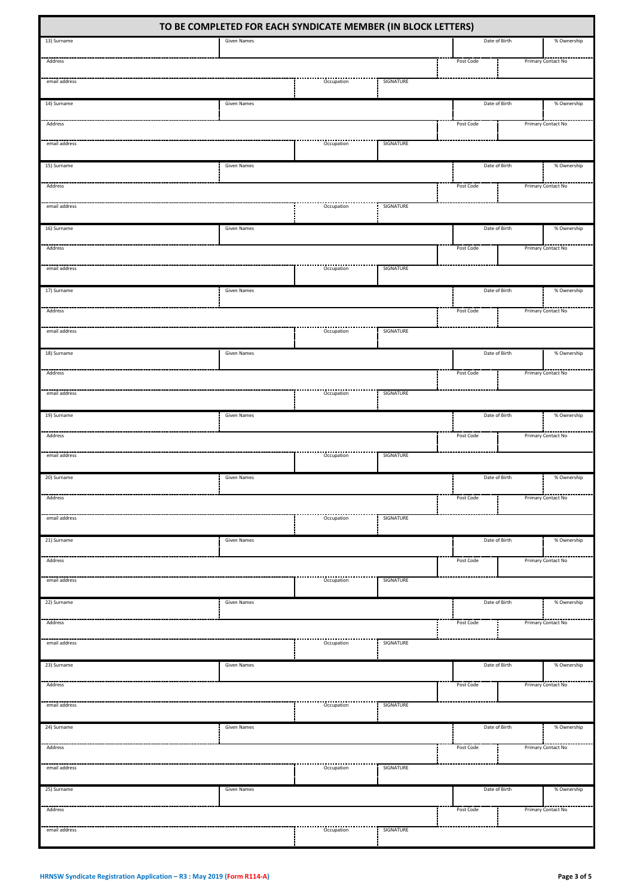# TO BE COMPLETED FOR EACH SYNDICATE MEMBER (IN BLOCK LETTERS)

| 13) Surname | Given Names | | | Date of Birth | % Ownership |
|---|---|---|---|---|---|
| Address | | | | Post Code | Primary Contact No |
| email address | | Occupation | SIGNATURE | | |
| 14) Surname | Given Names | | | Date of Birth | % Ownership |
| Address | | | | Post Code | Primary Contact No |
| email address | | Occupation | SIGNATURE | | |
| 15) Surname | Given Names | | | Date of Birth | % Ownership |
| Address | | | | Post Code | Primary Contact No |
| email address | | Occupation | SIGNATURE | | |
| 16) Surname | Given Names | | | Date of Birth | % Ownership |
| Address | | | | Post Code | Primary Contact No |
| email address | | Occupation | SIGNATURE | | |
| 17) Surname | Given Names | | | Date of Birth | % Ownership |
| Address | | | | Post Code | Primary Contact No |
| email address | | Occupation | SIGNATURE | | |
| 18) Surname | Given Names | | | Date of Birth | % Ownership |
| Address | | | | Post Code | Primary Contact No |
| email address | | Occupation | SIGNATURE | | |
| 19) Surname | Given Names | | | Date of Birth | % Ownership |
| Address | | | | Post Code | Primary Contact No |
| email address | | Occupation | SIGNATURE | | |
| 20) Surname | Given Names | | | Date of Birth | % Ownership |
| Address | | | | Post Code | Primary Contact No |
| email address | | Occupation | SIGNATURE | | |
| 21) Surname | Given Names | | | Date of Birth | % Ownership |
| Address | | | | Post Code | Primary Contact No |
| email address | | Occupation | SIGNATURE | | |
| 22) Surname | Given Names | | | Date of Birth | % Ownership |
| Address | | | | Post Code | Primary Contact No |
| email address | | Occupation | SIGNATURE | | |
| 23) Surname | Given Names | | | Date of Birth | % Ownership |
| Address | | | | Post Code | Primary Contact No |
| email address | | Occupation | SIGNATURE | | |
| 24) Surname | Given Names | | | Date of Birth | % Ownership |
| Address | | | | Post Code | Primary Contact No |
| email address | | Occupation | SIGNATURE | | |
| 25) Surname | Given Names | | | Date of Birth | % Ownership |
| Address | | | | Post Code | Primary Contact No |
| email address | | Occupation | SIGNATURE | | |

HRNSW Syndicate Registration Application – R3 : May 2019 (**Form R114-A**)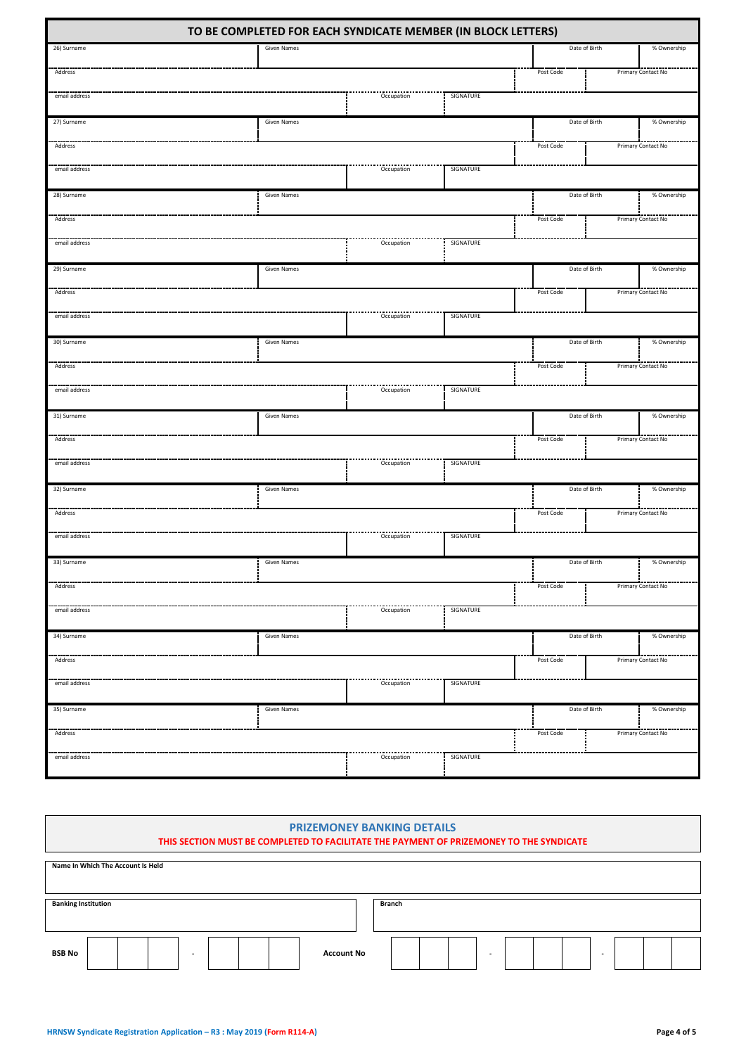## TO BE COMPLETED FOR EACH SYNDICATE MEMBER (IN BLOCK LETTERS)

| 26) Surname | Given Names | | Date of Birth | % Ownership |
|---|---|---|---|---|
| Address | | | Post Code | Primary Contact No |
| email address | Occupation | SIGNATURE | | |

| 27) Surname | Given Names | | Date of Birth | % Ownership |
|---|---|---|---|---|
| Address | | | Post Code | Primary Contact No |
| email address | Occupation | SIGNATURE | | |

| 28) Surname | Given Names | | Date of Birth | % Ownership |
|---|---|---|---|---|
| Address | | | Post Code | Primary Contact No |
| email address | Occupation | SIGNATURE | | |

| 29) Surname | Given Names | | Date of Birth | % Ownership |
|---|---|---|---|---|
| Address | | | Post Code | Primary Contact No |
| email address | Occupation | SIGNATURE | | |

| 30) Surname | Given Names | | Date of Birth | % Ownership |
|---|---|---|---|---|
| Address | | | Post Code | Primary Contact No |
| email address | Occupation | SIGNATURE | | |

| 31) Surname | Given Names | | Date of Birth | % Ownership |
|---|---|---|---|---|
| Address | | | Post Code | Primary Contact No |
| email address | Occupation | SIGNATURE | | |

| 32) Surname | Given Names | | Date of Birth | % Ownership |
|---|---|---|---|---|
| Address | | | Post Code | Primary Contact No |
| email address | Occupation | SIGNATURE | | |

| 33) Surname | Given Names | | Date of Birth | % Ownership |
|---|---|---|---|---|
| Address | | | Post Code | Primary Contact No |
| email address | Occupation | SIGNATURE | | |

| 34) Surname | Given Names | | Date of Birth | % Ownership |
|---|---|---|---|---|
| Address | | | Post Code | Primary Contact No |
| email address | Occupation | SIGNATURE | | |

| 35) Surname | Given Names | | Date of Birth | % Ownership |
|---|---|---|---|---|
| Address | | | Post Code | Primary Contact No |
| email address | Occupation | SIGNATURE | | |

## PRIZEMONEY BANKING DETAILS

**THIS SECTION MUST BE COMPLETED TO FACILITATE THE PAYMENT OF PRIZEMONEY TO THE SYNDICATE**

| **Name In Which The Account Is Held** | |
|---|---|
| **Banking Institution** | **Branch** |

**BSB No** ☐☐☐ - ☐☐☐ **Account No** ☐☐☐ - ☐☐☐ - ☐☐☐

HRNSW Syndicate Registration Application – R3 : May 2019 (Form R114-A)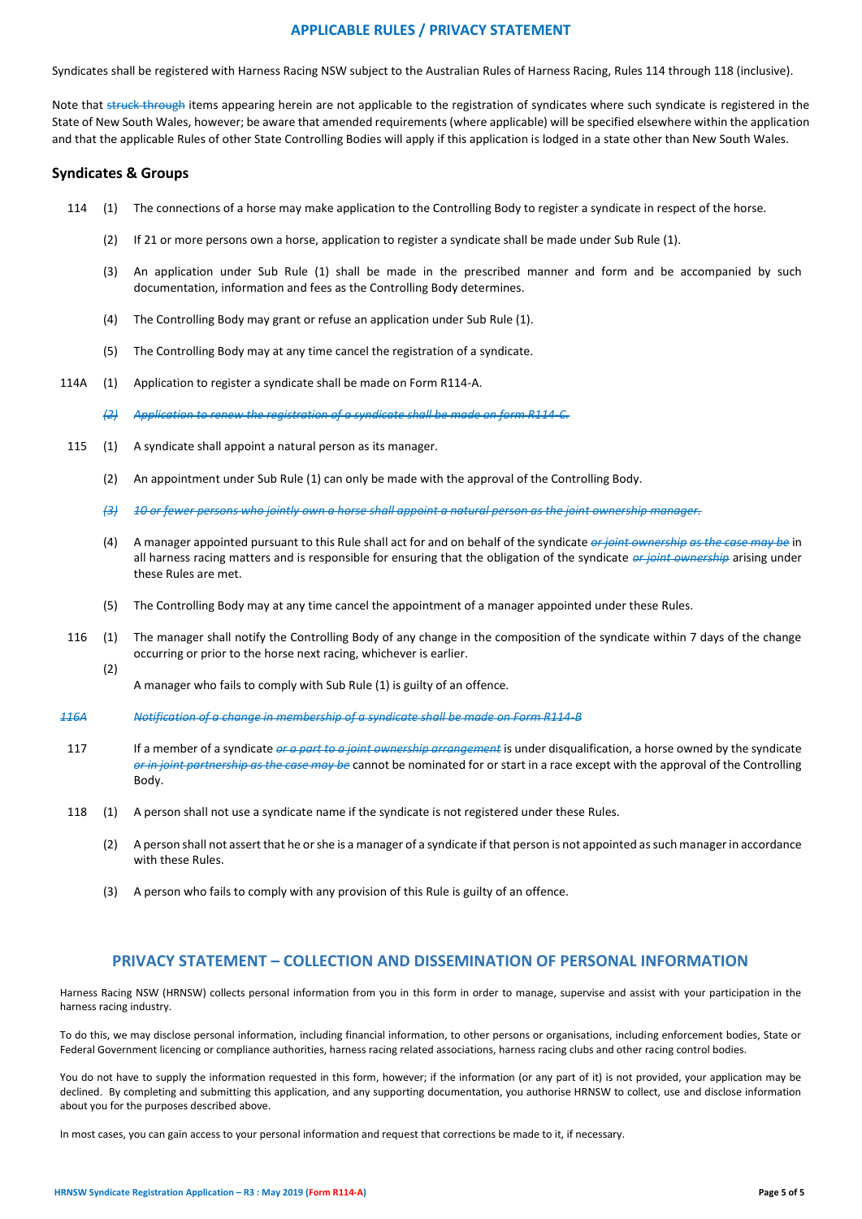## APPLICABLE RULES / PRIVACY STATEMENT

Syndicates shall be registered with Harness Racing NSW subject to the Australian Rules of Harness Racing, Rules 114 through 118 (inclusive).

Note that ~~struck through~~ items appearing herein are not applicable to the registration of syndicates where such syndicate is registered in the State of New South Wales, however; be aware that amended requirements (where applicable) will be specified elsewhere within the application and that the applicable Rules of other State Controlling Bodies will apply if this application is lodged in a state other than New South Wales.

### Syndicates & Groups

114 (1) The connections of a horse may make application to the Controlling Body to register a syndicate in respect of the horse.

(2) If 21 or more persons own a horse, application to register a syndicate shall be made under Sub Rule (1).

(3) An application under Sub Rule (1) shall be made in the prescribed manner and form and be accompanied by such documentation, information and fees as the Controlling Body determines.

(4) The Controlling Body may grant or refuse an application under Sub Rule (1).

(5) The Controlling Body may at any time cancel the registration of a syndicate.

114A (1) Application to register a syndicate shall be made on Form R114-A.

~~*(2) Application to renew the registration of a syndicate shall be made on form R114-C.*~~

115 (1) A syndicate shall appoint a natural person as its manager.

(2) An appointment under Sub Rule (1) can only be made with the approval of the Controlling Body.

~~*(3) 10 or fewer persons who jointly own a horse shall appoint a natural person as the joint ownership manager.*~~

(4) A manager appointed pursuant to this Rule shall act for and on behalf of the syndicate ~~*or joint ownership as the case may be*~~ in all harness racing matters and is responsible for ensuring that the obligation of the syndicate ~~*or joint ownership*~~ arising under these Rules are met.

(5) The Controlling Body may at any time cancel the appointment of a manager appointed under these Rules.

116 (1) The manager shall notify the Controlling Body of any change in the composition of the syndicate within 7 days of the change occurring or prior to the horse next racing, whichever is earlier.

(2) A manager who fails to comply with Sub Rule (1) is guilty of an offence.

~~*116A Notification of a change in membership of a syndicate shall be made on Form R114-B*~~

117 If a member of a syndicate ~~*or a part to a joint ownership arrangement*~~ is under disqualification, a horse owned by the syndicate ~~*or in joint partnership as the case may be*~~ cannot be nominated for or start in a race except with the approval of the Controlling Body.

118 (1) A person shall not use a syndicate name if the syndicate is not registered under these Rules.

(2) A person shall not assert that he or she is a manager of a syndicate if that person is not appointed as such manager in accordance with these Rules.

(3) A person who fails to comply with any provision of this Rule is guilty of an offence.

## PRIVACY STATEMENT – COLLECTION AND DISSEMINATION OF PERSONAL INFORMATION

Harness Racing NSW (HRNSW) collects personal information from you in this form in order to manage, supervise and assist with your participation in the harness racing industry.

To do this, we may disclose personal information, including financial information, to other persons or organisations, including enforcement bodies, State or Federal Government licencing or compliance authorities, harness racing related associations, harness racing clubs and other racing control bodies.

You do not have to supply the information requested in this form, however; if the information (or any part of it) is not provided, your application may be declined. By completing and submitting this application, and any supporting documentation, you authorise HRNSW to collect, use and disclose information about you for the purposes described above.

In most cases, you can gain access to your personal information and request that corrections be made to it, if necessary.